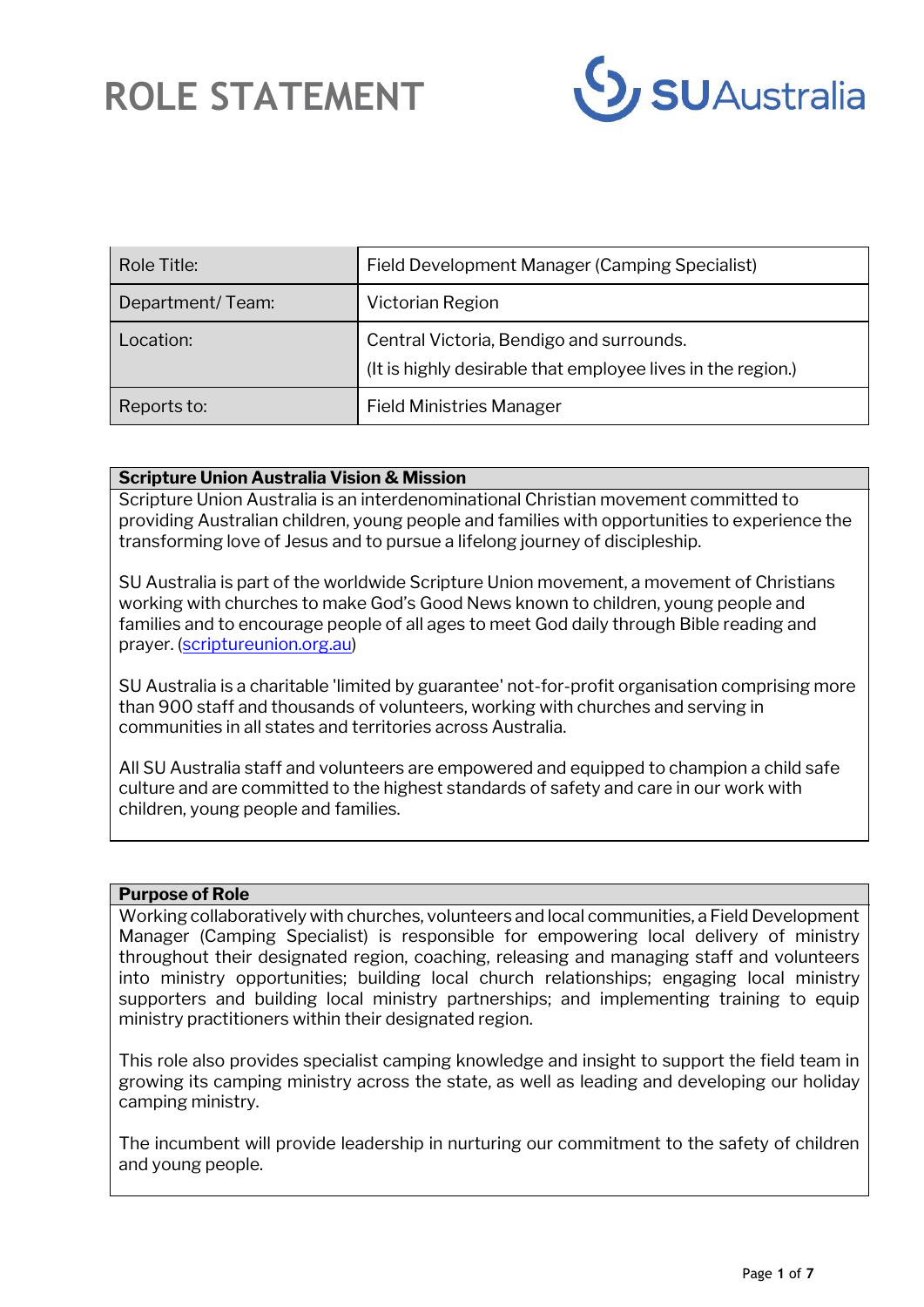# ROLE STATEMENT

SU Australia

| Role Title: | Field Development Manager (Camping Specialist) |
|---|---|
| Department/ Team: | Victorian Region |
| Location: | Central Victoria, Bendigo and surrounds.<br>(It is highly desirable that employee lives in the region.) |
| Reports to: | Field Ministries Manager |

## Scripture Union Australia Vision & Mission

Scripture Union Australia is an interdenominational Christian movement committed to providing Australian children, young people and families with opportunities to experience the transforming love of Jesus and to pursue a lifelong journey of discipleship.

SU Australia is part of the worldwide Scripture Union movement, a movement of Christians working with churches to make God's Good News known to children, young people and families and to encourage people of all ages to meet God daily through Bible reading and prayer. (scriptureunion.org.au)

SU Australia is a charitable 'limited by guarantee' not-for-profit organisation comprising more than 900 staff and thousands of volunteers, working with churches and serving in communities in all states and territories across Australia.

All SU Australia staff and volunteers are empowered and equipped to champion a child safe culture and are committed to the highest standards of safety and care in our work with children, young people and families.

## Purpose of Role

Working collaboratively with churches, volunteers and local communities, a Field Development Manager (Camping Specialist) is responsible for empowering local delivery of ministry throughout their designated region, coaching, releasing and managing staff and volunteers into ministry opportunities; building local church relationships; engaging local ministry supporters and building local ministry partnerships; and implementing training to equip ministry practitioners within their designated region.

This role also provides specialist camping knowledge and insight to support the field team in growing its camping ministry across the state, as well as leading and developing our holiday camping ministry.

The incumbent will provide leadership in nurturing our commitment to the safety of children and young people.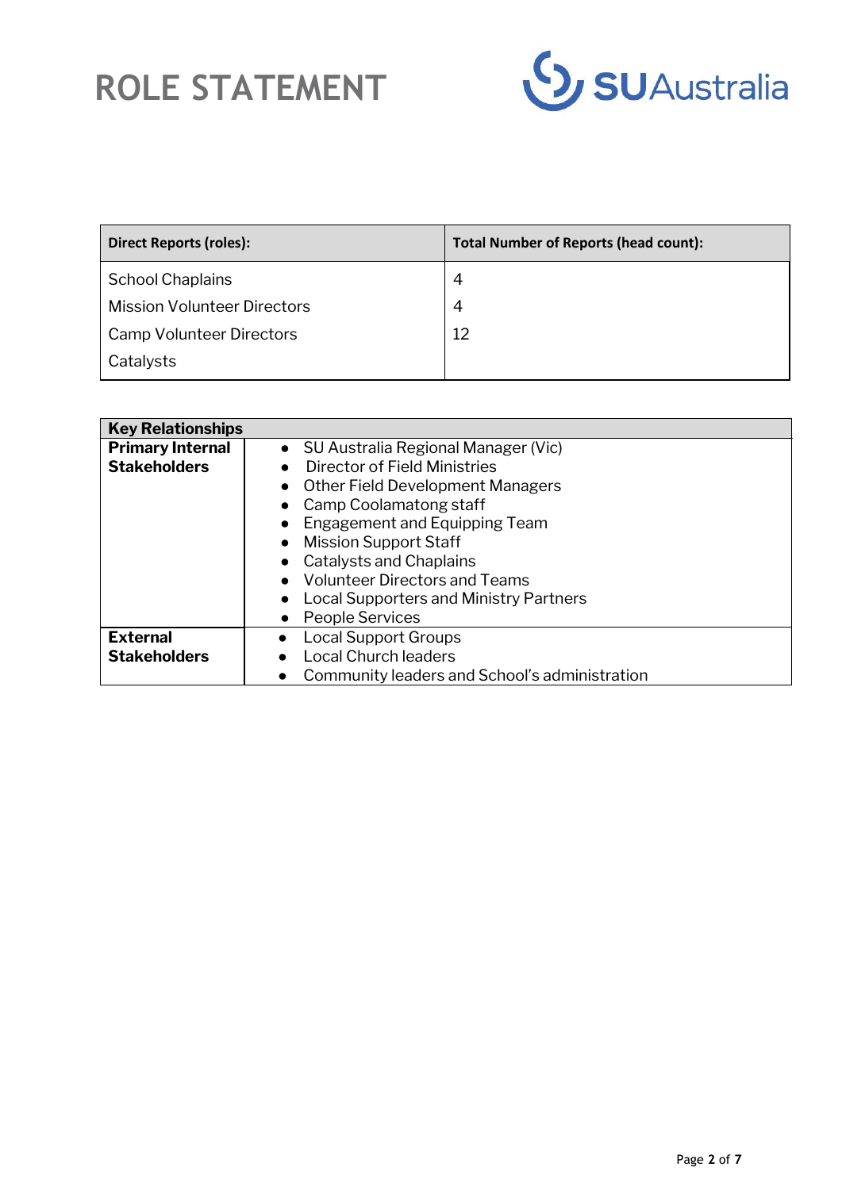# ROLE STATEMENT

| Direct Reports (roles): | Total Number of Reports (head count): |
|---|---|
| School Chaplains | 4 |
| Mission Volunteer Directors | 4 |
| Camp Volunteer Directors | 12 |
| Catalysts | |

| Key Relationships | |
|---|---|
| **Primary Internal Stakeholders** | • SU Australia Regional Manager (Vic)<br>• Director of Field Ministries<br>• Other Field Development Managers<br>• Camp Coolamatong staff<br>• Engagement and Equipping Team<br>• Mission Support Staff<br>• Catalysts and Chaplains<br>• Volunteer Directors and Teams<br>• Local Supporters and Ministry Partners<br>• People Services |
| **External Stakeholders** | • Local Support Groups<br>• Local Church leaders<br>• Community leaders and School's administration |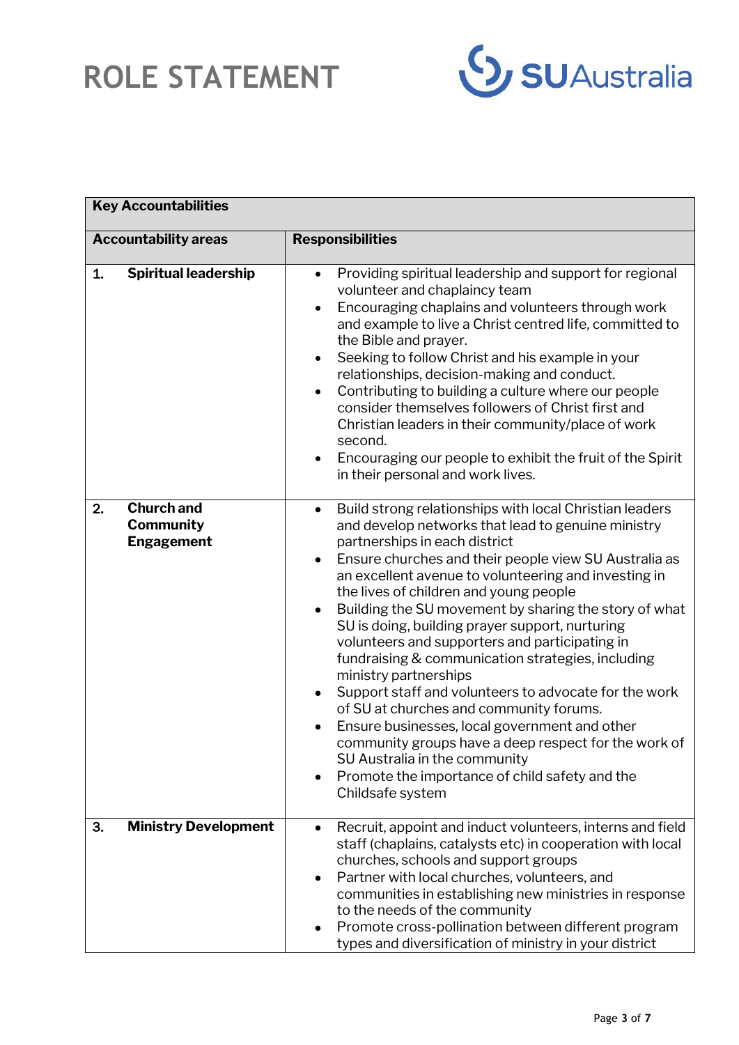# ROLE STATEMENT

SU Australia

| Key Accountabilities | |
|---|---|
| **Accountability areas** | **Responsibilities** |
| **1. Spiritual leadership** | • Providing spiritual leadership and support for regional volunteer and chaplaincy team<br>• Encouraging chaplains and volunteers through work and example to live a Christ centred life, committed to the Bible and prayer.<br>• Seeking to follow Christ and his example in your relationships, decision-making and conduct.<br>• Contributing to building a culture where our people consider themselves followers of Christ first and Christian leaders in their community/place of work second.<br>• Encouraging our people to exhibit the fruit of the Spirit in their personal and work lives. |
| **2. Church and Community Engagement** | • Build strong relationships with local Christian leaders and develop networks that lead to genuine ministry partnerships in each district<br>• Ensure churches and their people view SU Australia as an excellent avenue to volunteering and investing in the lives of children and young people<br>• Building the SU movement by sharing the story of what SU is doing, building prayer support, nurturing volunteers and supporters and participating in fundraising & communication strategies, including ministry partnerships<br>• Support staff and volunteers to advocate for the work of SU at churches and community forums.<br>• Ensure businesses, local government and other community groups have a deep respect for the work of SU Australia in the community<br>• Promote the importance of child safety and the Childsafe system |
| **3. Ministry Development** | • Recruit, appoint and induct volunteers, interns and field staff (chaplains, catalysts etc) in cooperation with local churches, schools and support groups<br>• Partner with local churches, volunteers, and communities in establishing new ministries in response to the needs of the community<br>• Promote cross-pollination between different program types and diversification of ministry in your district |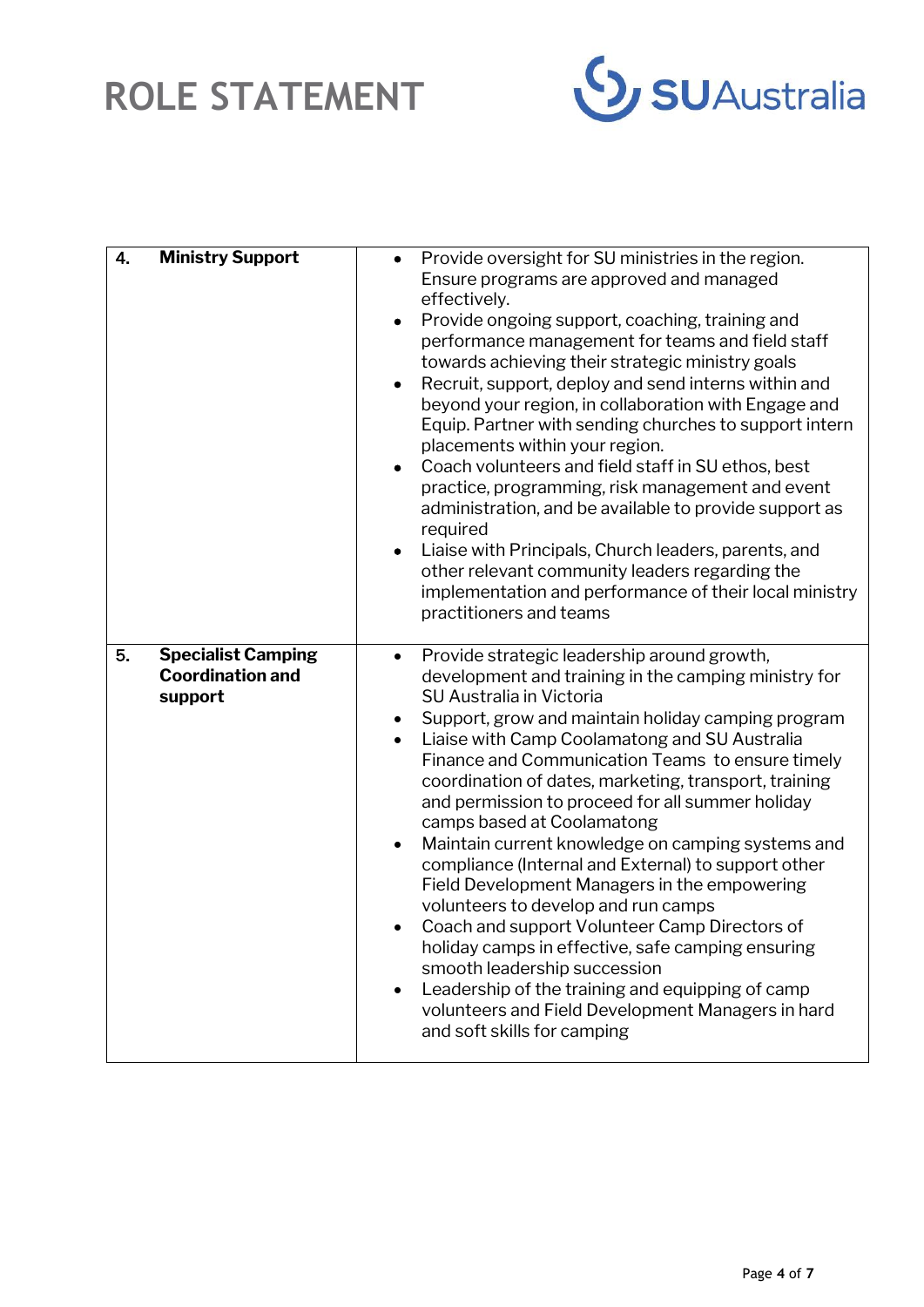| | | |
|---|---|---|
| **4.** | **Ministry Support** | • Provide oversight for SU ministries in the region. Ensure programs are approved and managed effectively.<br>• Provide ongoing support, coaching, training and performance management for teams and field staff towards achieving their strategic ministry goals<br>• Recruit, support, deploy and send interns within and beyond your region, in collaboration with Engage and Equip. Partner with sending churches to support intern placements within your region.<br>• Coach volunteers and field staff in SU ethos, best practice, programming, risk management and event administration, and be available to provide support as required<br>• Liaise with Principals, Church leaders, parents, and other relevant community leaders regarding the implementation and performance of their local ministry practitioners and teams |
| **5.** | **Specialist Camping Coordination and support** | • Provide strategic leadership around growth, development and training in the camping ministry for SU Australia in Victoria<br>• Support, grow and maintain holiday camping program<br>• Liaise with Camp Coolamatong and SU Australia Finance and Communication Teams to ensure timely coordination of dates, marketing, transport, training and permission to proceed for all summer holiday camps based at Coolamatong<br>• Maintain current knowledge on camping systems and compliance (Internal and External) to support other Field Development Managers in the empowering volunteers to develop and run camps<br>• Coach and support Volunteer Camp Directors of holiday camps in effective, safe camping ensuring smooth leadership succession<br>• Leadership of the training and equipping of camp volunteers and Field Development Managers in hard and soft skills for camping |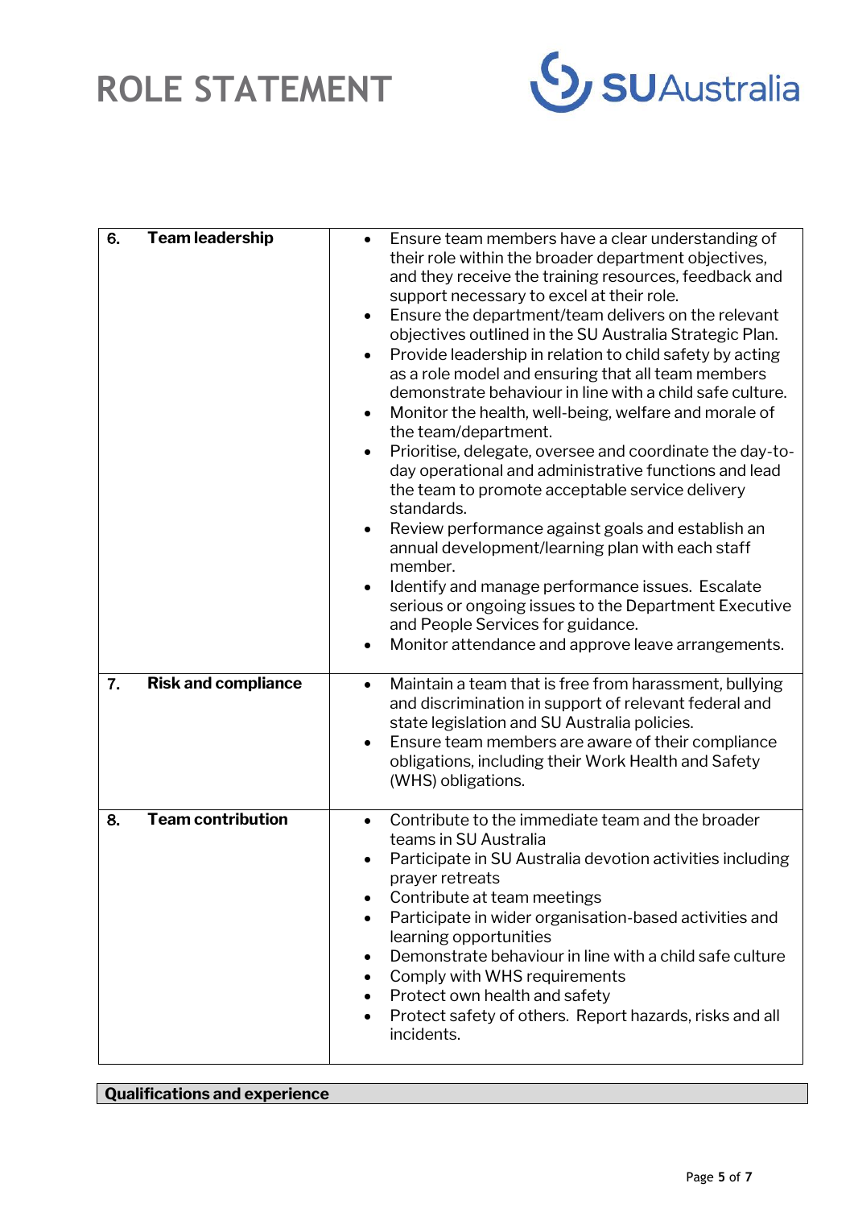| | |
|---|---|
| **6. Team leadership** | • Ensure team members have a clear understanding of their role within the broader department objectives, and they receive the training resources, feedback and support necessary to excel at their role.<br>• Ensure the department/team delivers on the relevant objectives outlined in the SU Australia Strategic Plan.<br>• Provide leadership in relation to child safety by acting as a role model and ensuring that all team members demonstrate behaviour in line with a child safe culture.<br>• Monitor the health, well-being, welfare and morale of the team/department.<br>• Prioritise, delegate, oversee and coordinate the day-to-day operational and administrative functions and lead the team to promote acceptable service delivery standards.<br>• Review performance against goals and establish an annual development/learning plan with each staff member.<br>• Identify and manage performance issues. Escalate serious or ongoing issues to the Department Executive and People Services for guidance.<br>• Monitor attendance and approve leave arrangements. |
| **7. Risk and compliance** | • Maintain a team that is free from harassment, bullying and discrimination in support of relevant federal and state legislation and SU Australia policies.<br>• Ensure team members are aware of their compliance obligations, including their Work Health and Safety (WHS) obligations. |
| **8. Team contribution** | • Contribute to the immediate team and the broader teams in SU Australia<br>• Participate in SU Australia devotion activities including prayer retreats<br>• Contribute at team meetings<br>• Participate in wider organisation-based activities and learning opportunities<br>• Demonstrate behaviour in line with a child safe culture<br>• Comply with WHS requirements<br>• Protect own health and safety<br>• Protect safety of others. Report hazards, risks and all incidents. |

| **Qualifications and experience** |
|---|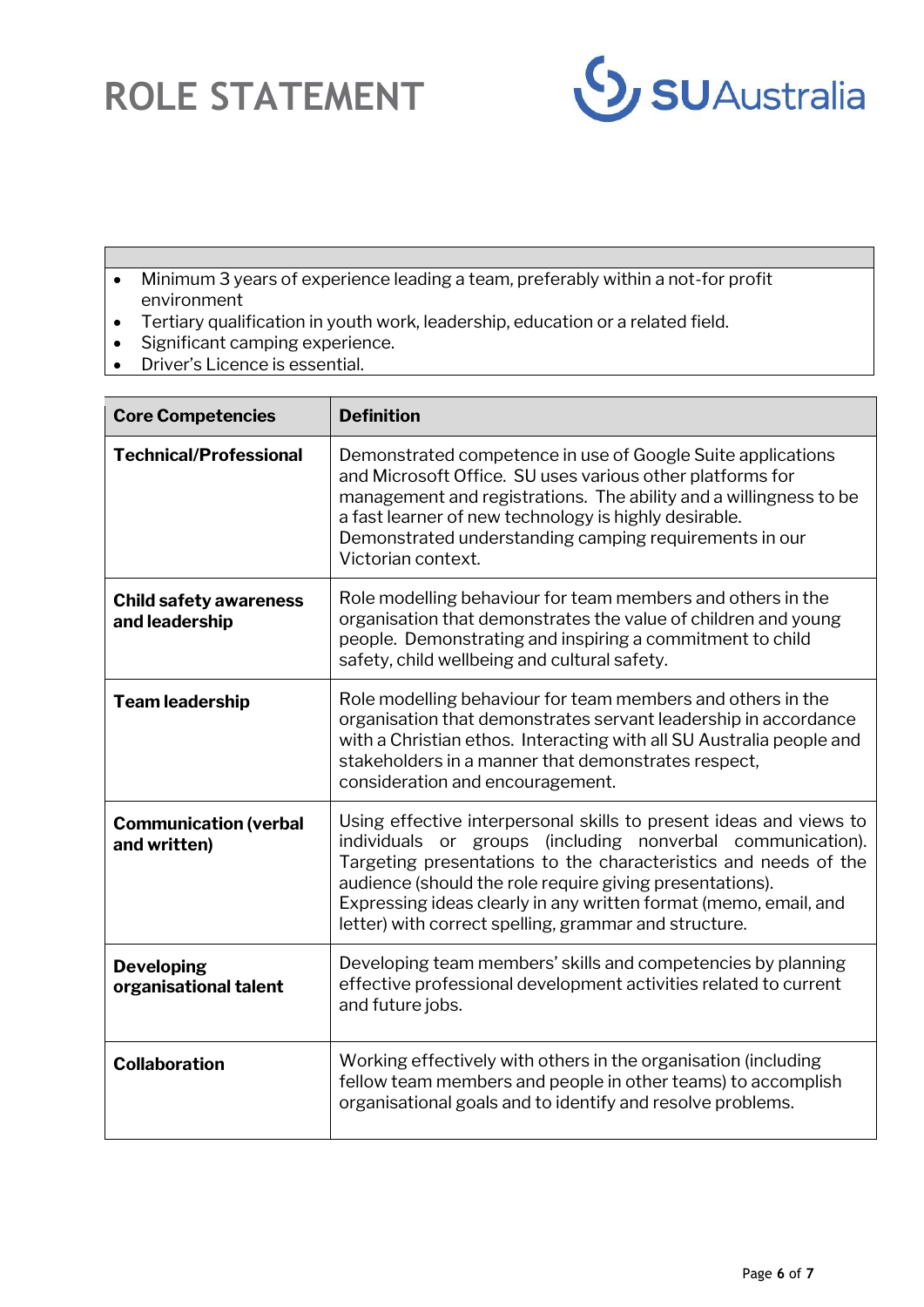# ROLE STATEMENT

- Minimum 3 years of experience leading a team, preferably within a not-for profit environment
- Tertiary qualification in youth work, leadership, education or a related field.
- Significant camping experience.
- Driver's Licence is essential.

| Core Competencies | Definition |
|---|---|
| **Technical/Professional** | Demonstrated competence in use of Google Suite applications and Microsoft Office. SU uses various other platforms for management and registrations. The ability and a willingness to be a fast learner of new technology is highly desirable. Demonstrated understanding camping requirements in our Victorian context. |
| **Child safety awareness and leadership** | Role modelling behaviour for team members and others in the organisation that demonstrates the value of children and young people. Demonstrating and inspiring a commitment to child safety, child wellbeing and cultural safety. |
| **Team leadership** | Role modelling behaviour for team members and others in the organisation that demonstrates servant leadership in accordance with a Christian ethos. Interacting with all SU Australia people and stakeholders in a manner that demonstrates respect, consideration and encouragement. |
| **Communication (verbal and written)** | Using effective interpersonal skills to present ideas and views to individuals or groups (including nonverbal communication). Targeting presentations to the characteristics and needs of the audience (should the role require giving presentations). Expressing ideas clearly in any written format (memo, email, and letter) with correct spelling, grammar and structure. |
| **Developing organisational talent** | Developing team members' skills and competencies by planning effective professional development activities related to current and future jobs. |
| **Collaboration** | Working effectively with others in the organisation (including fellow team members and people in other teams) to accomplish organisational goals and to identify and resolve problems. |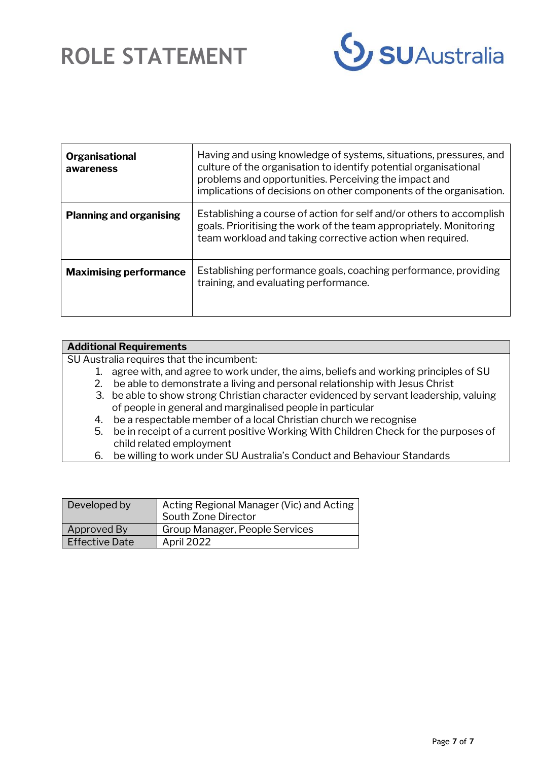# ROLE STATEMENT

| | |
|---|---|
| **Organisational awareness** | Having and using knowledge of systems, situations, pressures, and culture of the organisation to identify potential organisational problems and opportunities. Perceiving the impact and implications of decisions on other components of the organisation. |
| **Planning and organising** | Establishing a course of action for self and/or others to accomplish goals. Prioritising the work of the team appropriately. Monitoring team workload and taking corrective action when required. |
| **Maximising performance** | Establishing performance goals, coaching performance, providing training, and evaluating performance. |

**Additional Requirements**

SU Australia requires that the incumbent:

1. agree with, and agree to work under, the aims, beliefs and working principles of SU
2. be able to demonstrate a living and personal relationship with Jesus Christ
3. be able to show strong Christian character evidenced by servant leadership, valuing of people in general and marginalised people in particular
4. be a respectable member of a local Christian church we recognise
5. be in receipt of a current positive Working With Children Check for the purposes of child related employment
6. be willing to work under SU Australia's Conduct and Behaviour Standards

| | |
|---|---|
| Developed by | Acting Regional Manager (Vic) and Acting South Zone Director |
| Approved By | Group Manager, People Services |
| Effective Date | April 2022 |